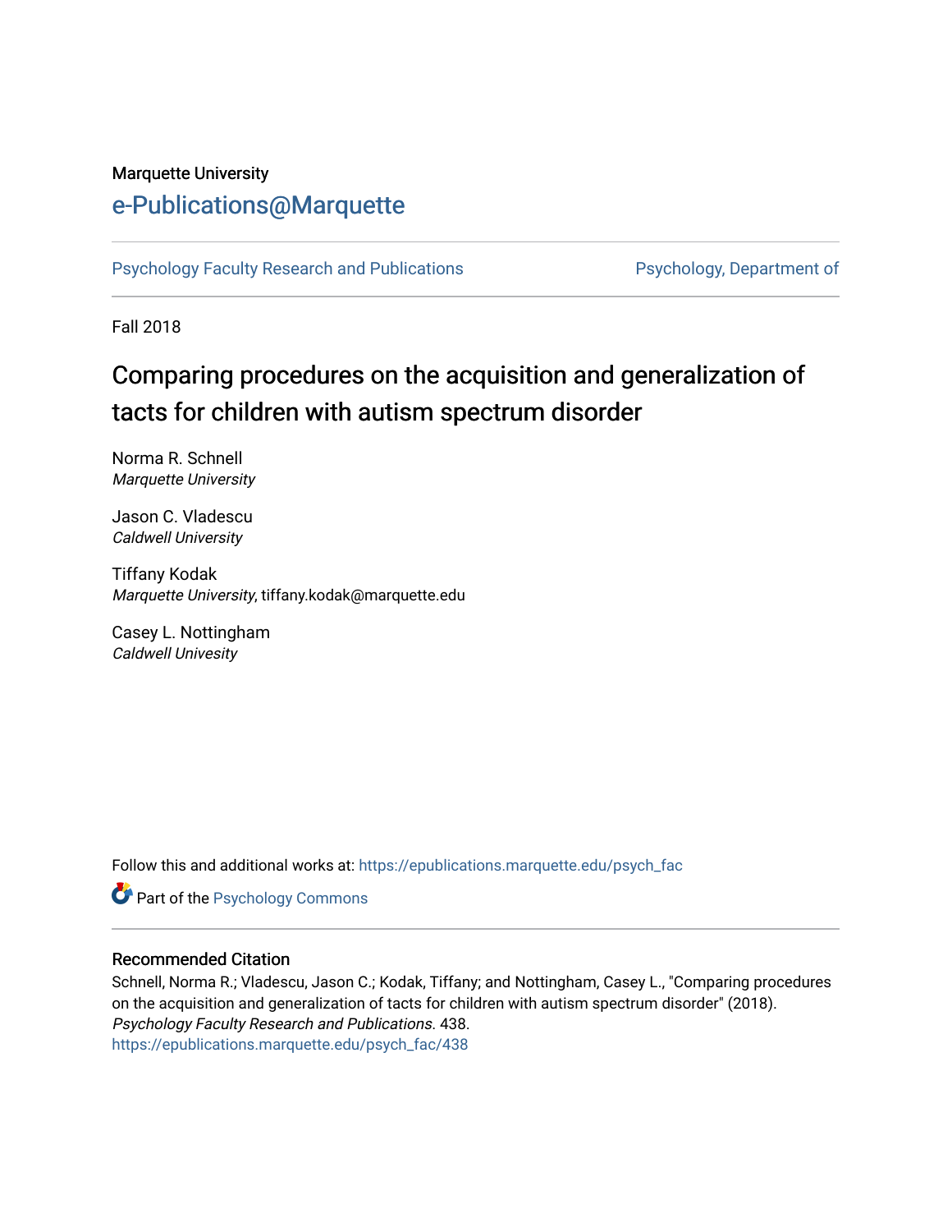Marquette University

# e-Publications@Marquette

Psychology Faculty Research and Publications | Psychology, Department of

Fall 2018

## Comparing procedures on the acquisition and generalization of tacts for children with autism spectrum disorder

Norma R. Schnell
*Marquette University*

Jason C. Vladescu
*Caldwell University*

Tiffany Kodak
*Marquette University*, tiffany.kodak@marquette.edu

Casey L. Nottingham
*Caldwell Univesity*

Follow this and additional works at: https://epublications.marquette.edu/psych_fac

Part of the Psychology Commons

### Recommended Citation

Schnell, Norma R.; Vladescu, Jason C.; Kodak, Tiffany; and Nottingham, Casey L., "Comparing procedures on the acquisition and generalization of tacts for children with autism spectrum disorder" (2018). *Psychology Faculty Research and Publications*. 438.
https://epublications.marquette.edu/psych_fac/438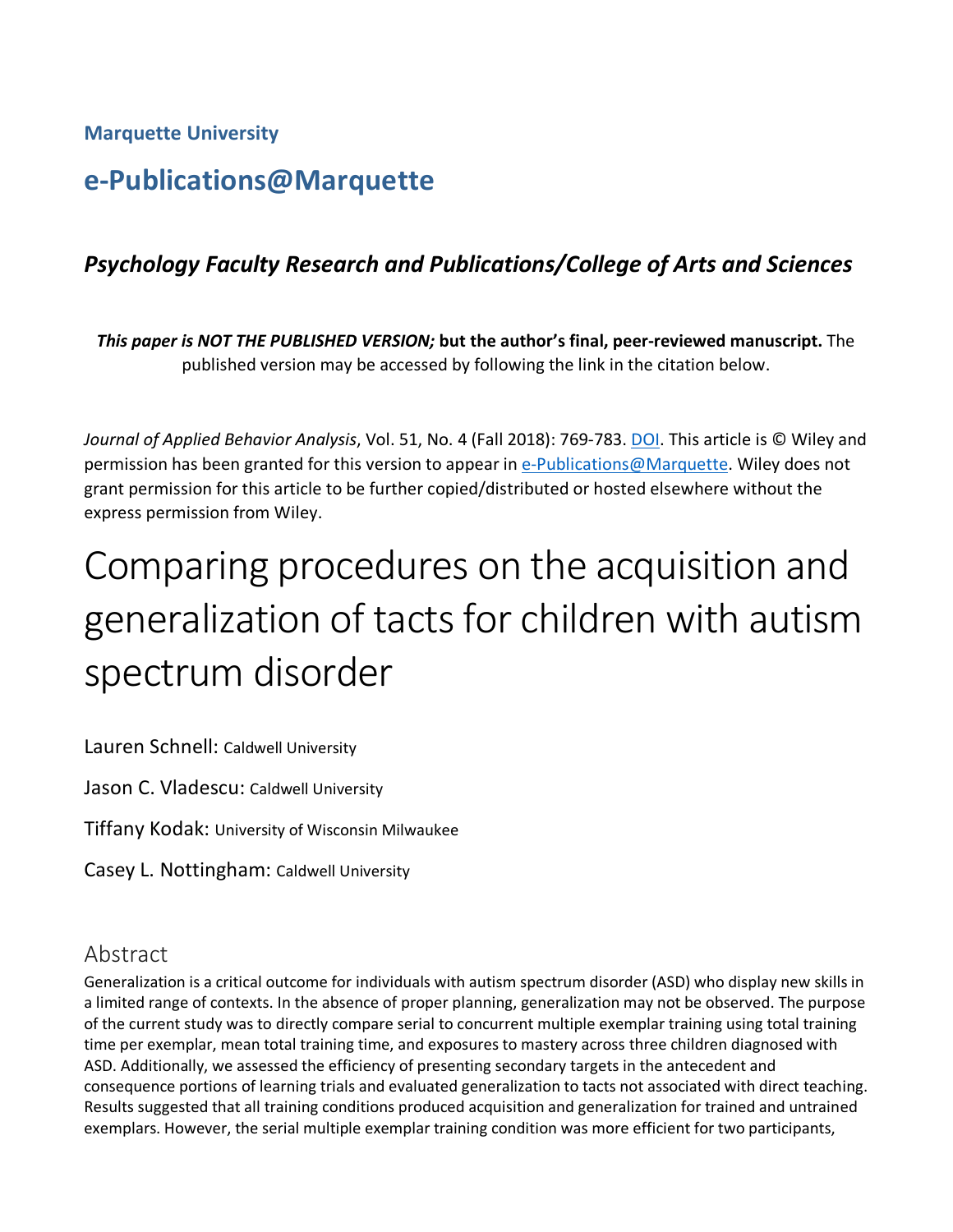Marquette University

# e-Publications@Marquette

### *Psychology Faculty Research and Publications/College of Arts and Sciences*

***This paper is NOT THE PUBLISHED VERSION;* but the author's final, peer-reviewed manuscript.** The published version may be accessed by following the link in the citation below.

*Journal of Applied Behavior Analysis*, Vol. 51, No. 4 (Fall 2018): 769-783. DOI. This article is © Wiley and permission has been granted for this version to appear in e-Publications@Marquette. Wiley does not grant permission for this article to be further copied/distributed or hosted elsewhere without the express permission from Wiley.

# Comparing procedures on the acquisition and generalization of tacts for children with autism spectrum disorder

Lauren Schnell: Caldwell University

Jason C. Vladescu: Caldwell University

Tiffany Kodak: University of Wisconsin Milwaukee

Casey L. Nottingham: Caldwell University

## Abstract

Generalization is a critical outcome for individuals with autism spectrum disorder (ASD) who display new skills in a limited range of contexts. In the absence of proper planning, generalization may not be observed. The purpose of the current study was to directly compare serial to concurrent multiple exemplar training using total training time per exemplar, mean total training time, and exposures to mastery across three children diagnosed with ASD. Additionally, we assessed the efficiency of presenting secondary targets in the antecedent and consequence portions of learning trials and evaluated generalization to tacts not associated with direct teaching. Results suggested that all training conditions produced acquisition and generalization for trained and untrained exemplars. However, the serial multiple exemplar training condition was more efficient for two participants,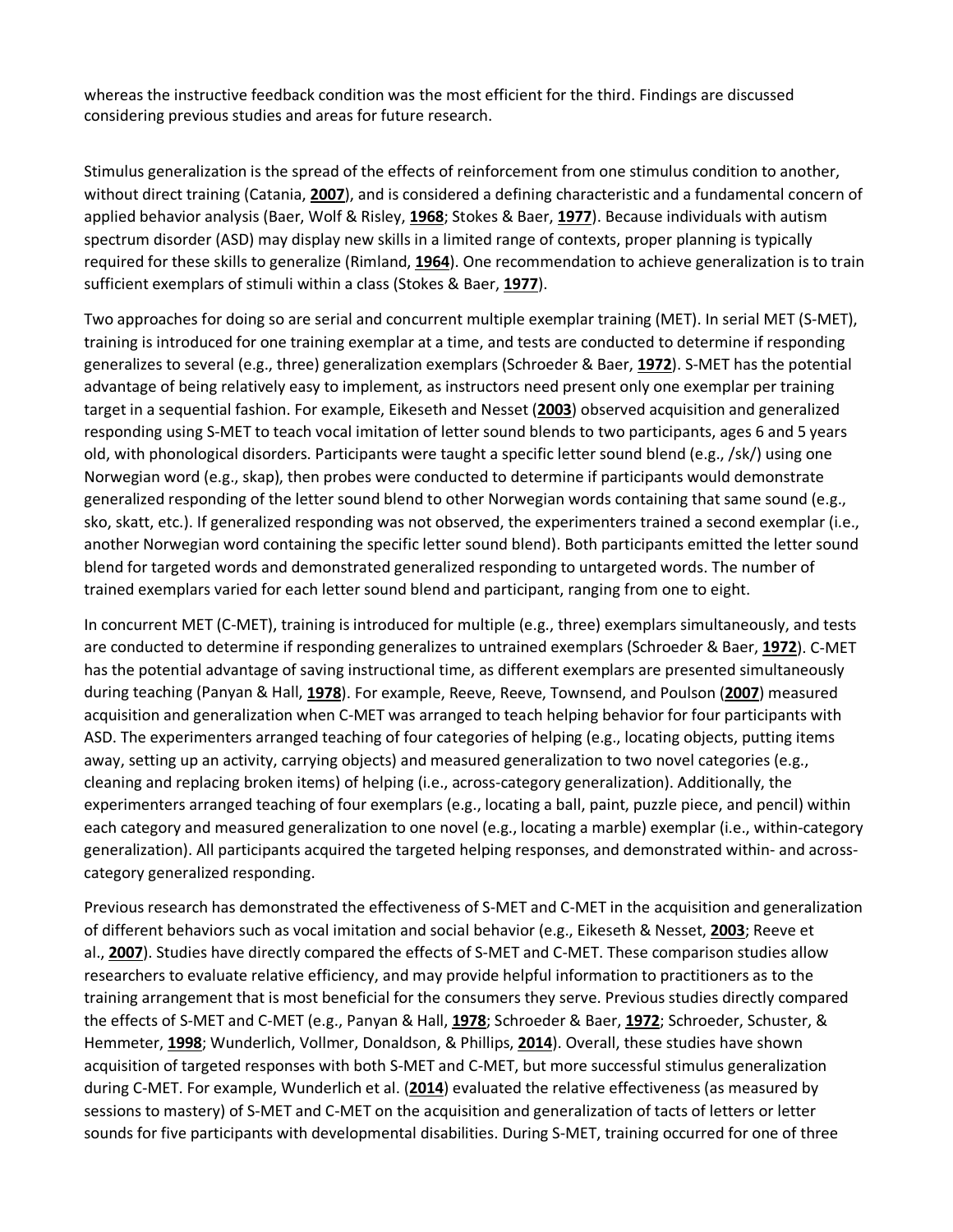whereas the instructive feedback condition was the most efficient for the third. Findings are discussed considering previous studies and areas for future research.

Stimulus generalization is the spread of the effects of reinforcement from one stimulus condition to another, without direct training (Catania, **2007**), and is considered a defining characteristic and a fundamental concern of applied behavior analysis (Baer, Wolf & Risley, **1968**; Stokes & Baer, **1977**). Because individuals with autism spectrum disorder (ASD) may display new skills in a limited range of contexts, proper planning is typically required for these skills to generalize (Rimland, **1964**). One recommendation to achieve generalization is to train sufficient exemplars of stimuli within a class (Stokes & Baer, **1977**).

Two approaches for doing so are serial and concurrent multiple exemplar training (MET). In serial MET (S-MET), training is introduced for one training exemplar at a time, and tests are conducted to determine if responding generalizes to several (e.g., three) generalization exemplars (Schroeder & Baer, **1972**). S-MET has the potential advantage of being relatively easy to implement, as instructors need present only one exemplar per training target in a sequential fashion. For example, Eikeseth and Nesset (**2003**) observed acquisition and generalized responding using S-MET to teach vocal imitation of letter sound blends to two participants, ages 6 and 5 years old, with phonological disorders. Participants were taught a specific letter sound blend (e.g., /sk/) using one Norwegian word (e.g., skap), then probes were conducted to determine if participants would demonstrate generalized responding of the letter sound blend to other Norwegian words containing that same sound (e.g., sko, skatt, etc.). If generalized responding was not observed, the experimenters trained a second exemplar (i.e., another Norwegian word containing the specific letter sound blend). Both participants emitted the letter sound blend for targeted words and demonstrated generalized responding to untargeted words. The number of trained exemplars varied for each letter sound blend and participant, ranging from one to eight.

In concurrent MET (C-MET), training is introduced for multiple (e.g., three) exemplars simultaneously, and tests are conducted to determine if responding generalizes to untrained exemplars (Schroeder & Baer, **1972**). C-MET has the potential advantage of saving instructional time, as different exemplars are presented simultaneously during teaching (Panyan & Hall, **1978**). For example, Reeve, Reeve, Townsend, and Poulson (**2007**) measured acquisition and generalization when C-MET was arranged to teach helping behavior for four participants with ASD. The experimenters arranged teaching of four categories of helping (e.g., locating objects, putting items away, setting up an activity, carrying objects) and measured generalization to two novel categories (e.g., cleaning and replacing broken items) of helping (i.e., across-category generalization). Additionally, the experimenters arranged teaching of four exemplars (e.g., locating a ball, paint, puzzle piece, and pencil) within each category and measured generalization to one novel (e.g., locating a marble) exemplar (i.e., within-category generalization). All participants acquired the targeted helping responses, and demonstrated within- and across-category generalized responding.

Previous research has demonstrated the effectiveness of S-MET and C-MET in the acquisition and generalization of different behaviors such as vocal imitation and social behavior (e.g., Eikeseth & Nesset, **2003**; Reeve et al., **2007**). Studies have directly compared the effects of S-MET and C-MET. These comparison studies allow researchers to evaluate relative efficiency, and may provide helpful information to practitioners as to the training arrangement that is most beneficial for the consumers they serve. Previous studies directly compared the effects of S-MET and C-MET (e.g., Panyan & Hall, **1978**; Schroeder & Baer, **1972**; Schroeder, Schuster, & Hemmeter, **1998**; Wunderlich, Vollmer, Donaldson, & Phillips, **2014**). Overall, these studies have shown acquisition of targeted responses with both S-MET and C-MET, but more successful stimulus generalization during C-MET. For example, Wunderlich et al. (**2014**) evaluated the relative effectiveness (as measured by sessions to mastery) of S-MET and C-MET on the acquisition and generalization of tacts of letters or letter sounds for five participants with developmental disabilities. During S-MET, training occurred for one of three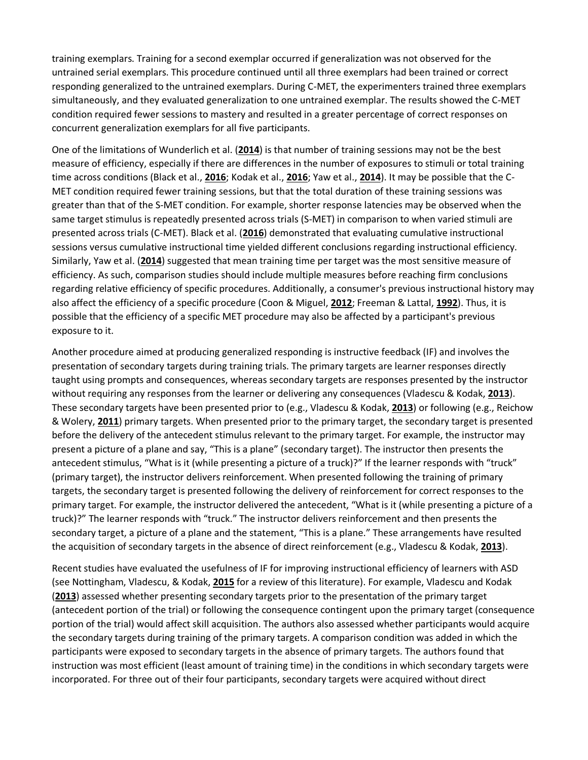training exemplars. Training for a second exemplar occurred if generalization was not observed for the untrained serial exemplars. This procedure continued until all three exemplars had been trained or correct responding generalized to the untrained exemplars. During C-MET, the experimenters trained three exemplars simultaneously, and they evaluated generalization to one untrained exemplar. The results showed the C-MET condition required fewer sessions to mastery and resulted in a greater percentage of correct responses on concurrent generalization exemplars for all five participants.

One of the limitations of Wunderlich et al. (**2014**) is that number of training sessions may not be the best measure of efficiency, especially if there are differences in the number of exposures to stimuli or total training time across conditions (Black et al., **2016**; Kodak et al., **2016**; Yaw et al., **2014**). It may be possible that the C-MET condition required fewer training sessions, but that the total duration of these training sessions was greater than that of the S-MET condition. For example, shorter response latencies may be observed when the same target stimulus is repeatedly presented across trials (S-MET) in comparison to when varied stimuli are presented across trials (C-MET). Black et al. (**2016**) demonstrated that evaluating cumulative instructional sessions versus cumulative instructional time yielded different conclusions regarding instructional efficiency. Similarly, Yaw et al. (**2014**) suggested that mean training time per target was the most sensitive measure of efficiency. As such, comparison studies should include multiple measures before reaching firm conclusions regarding relative efficiency of specific procedures. Additionally, a consumer's previous instructional history may also affect the efficiency of a specific procedure (Coon & Miguel, **2012**; Freeman & Lattal, **1992**). Thus, it is possible that the efficiency of a specific MET procedure may also be affected by a participant's previous exposure to it.

Another procedure aimed at producing generalized responding is instructive feedback (IF) and involves the presentation of secondary targets during training trials. The primary targets are learner responses directly taught using prompts and consequences, whereas secondary targets are responses presented by the instructor without requiring any responses from the learner or delivering any consequences (Vladescu & Kodak, **2013**). These secondary targets have been presented prior to (e.g., Vladescu & Kodak, **2013**) or following (e.g., Reichow & Wolery, **2011**) primary targets. When presented prior to the primary target, the secondary target is presented before the delivery of the antecedent stimulus relevant to the primary target. For example, the instructor may present a picture of a plane and say, "This is a plane" (secondary target). The instructor then presents the antecedent stimulus, "What is it (while presenting a picture of a truck)?" If the learner responds with "truck" (primary target), the instructor delivers reinforcement. When presented following the training of primary targets, the secondary target is presented following the delivery of reinforcement for correct responses to the primary target. For example, the instructor delivered the antecedent, "What is it (while presenting a picture of a truck)?" The learner responds with "truck." The instructor delivers reinforcement and then presents the secondary target, a picture of a plane and the statement, "This is a plane." These arrangements have resulted the acquisition of secondary targets in the absence of direct reinforcement (e.g., Vladescu & Kodak, **2013**).

Recent studies have evaluated the usefulness of IF for improving instructional efficiency of learners with ASD (see Nottingham, Vladescu, & Kodak, **2015** for a review of this literature). For example, Vladescu and Kodak (**2013**) assessed whether presenting secondary targets prior to the presentation of the primary target (antecedent portion of the trial) or following the consequence contingent upon the primary target (consequence portion of the trial) would affect skill acquisition. The authors also assessed whether participants would acquire the secondary targets during training of the primary targets. A comparison condition was added in which the participants were exposed to secondary targets in the absence of primary targets. The authors found that instruction was most efficient (least amount of training time) in the conditions in which secondary targets were incorporated. For three out of their four participants, secondary targets were acquired without direct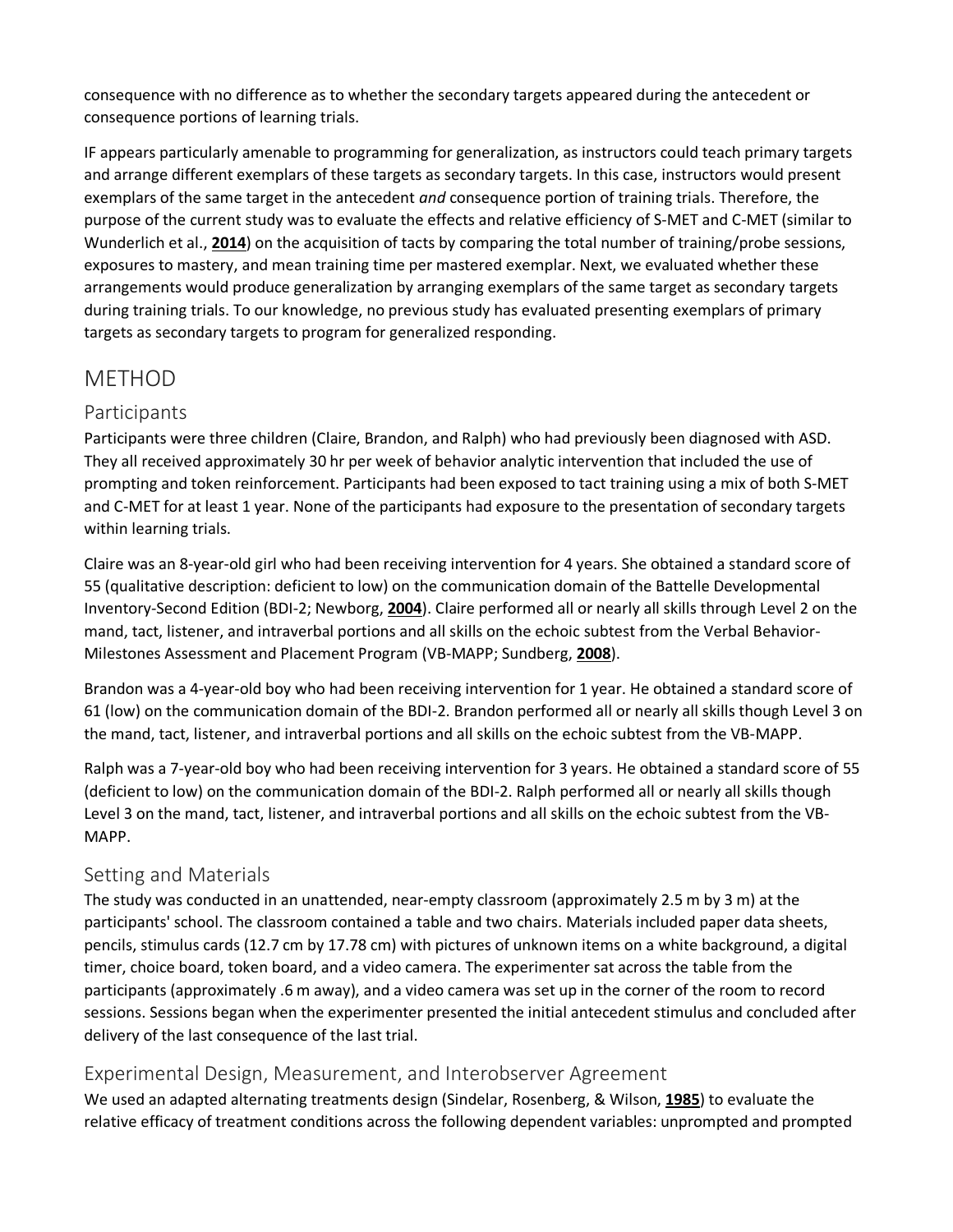consequence with no difference as to whether the secondary targets appeared during the antecedent or consequence portions of learning trials.

IF appears particularly amenable to programming for generalization, as instructors could teach primary targets and arrange different exemplars of these targets as secondary targets. In this case, instructors would present exemplars of the same target in the antecedent *and* consequence portion of training trials. Therefore, the purpose of the current study was to evaluate the effects and relative efficiency of S-MET and C-MET (similar to Wunderlich et al., **2014**) on the acquisition of tacts by comparing the total number of training/probe sessions, exposures to mastery, and mean training time per mastered exemplar. Next, we evaluated whether these arrangements would produce generalization by arranging exemplars of the same target as secondary targets during training trials. To our knowledge, no previous study has evaluated presenting exemplars of primary targets as secondary targets to program for generalized responding.

# METHOD

## Participants

Participants were three children (Claire, Brandon, and Ralph) who had previously been diagnosed with ASD. They all received approximately 30 hr per week of behavior analytic intervention that included the use of prompting and token reinforcement. Participants had been exposed to tact training using a mix of both S-MET and C-MET for at least 1 year. None of the participants had exposure to the presentation of secondary targets within learning trials.

Claire was an 8-year-old girl who had been receiving intervention for 4 years. She obtained a standard score of 55 (qualitative description: deficient to low) on the communication domain of the Battelle Developmental Inventory-Second Edition (BDI-2; Newborg, **2004**). Claire performed all or nearly all skills through Level 2 on the mand, tact, listener, and intraverbal portions and all skills on the echoic subtest from the Verbal Behavior-Milestones Assessment and Placement Program (VB-MAPP; Sundberg, **2008**).

Brandon was a 4-year-old boy who had been receiving intervention for 1 year. He obtained a standard score of 61 (low) on the communication domain of the BDI-2. Brandon performed all or nearly all skills though Level 3 on the mand, tact, listener, and intraverbal portions and all skills on the echoic subtest from the VB-MAPP.

Ralph was a 7-year-old boy who had been receiving intervention for 3 years. He obtained a standard score of 55 (deficient to low) on the communication domain of the BDI-2. Ralph performed all or nearly all skills though Level 3 on the mand, tact, listener, and intraverbal portions and all skills on the echoic subtest from the VB-MAPP.

## Setting and Materials

The study was conducted in an unattended, near-empty classroom (approximately 2.5 m by 3 m) at the participants' school. The classroom contained a table and two chairs. Materials included paper data sheets, pencils, stimulus cards (12.7 cm by 17.78 cm) with pictures of unknown items on a white background, a digital timer, choice board, token board, and a video camera. The experimenter sat across the table from the participants (approximately .6 m away), and a video camera was set up in the corner of the room to record sessions. Sessions began when the experimenter presented the initial antecedent stimulus and concluded after delivery of the last consequence of the last trial.

## Experimental Design, Measurement, and Interobserver Agreement

We used an adapted alternating treatments design (Sindelar, Rosenberg, & Wilson, **1985**) to evaluate the relative efficacy of treatment conditions across the following dependent variables: unprompted and prompted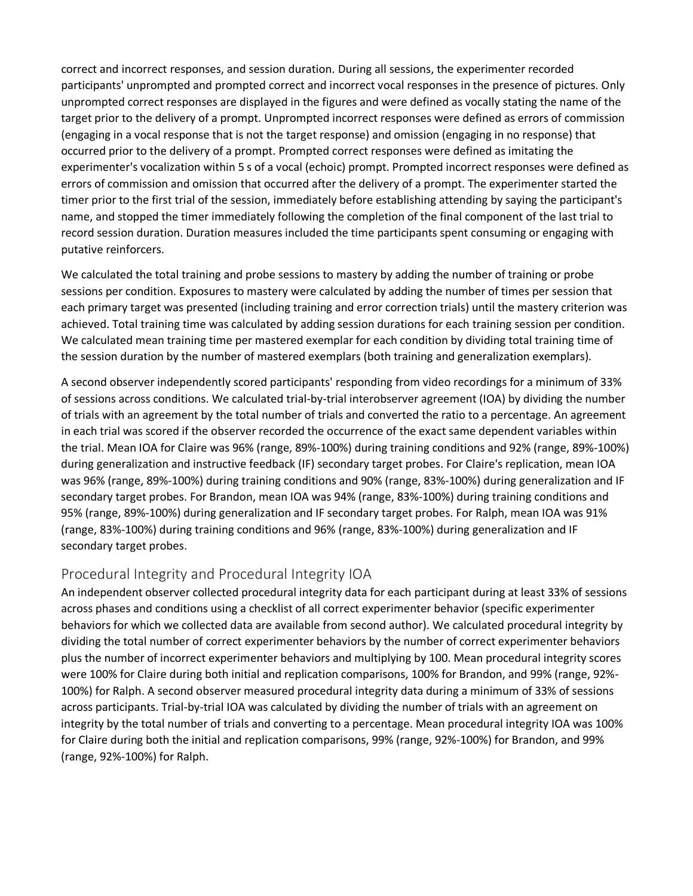correct and incorrect responses, and session duration. During all sessions, the experimenter recorded participants' unprompted and prompted correct and incorrect vocal responses in the presence of pictures. Only unprompted correct responses are displayed in the figures and were defined as vocally stating the name of the target prior to the delivery of a prompt. Unprompted incorrect responses were defined as errors of commission (engaging in a vocal response that is not the target response) and omission (engaging in no response) that occurred prior to the delivery of a prompt. Prompted correct responses were defined as imitating the experimenter's vocalization within 5 s of a vocal (echoic) prompt. Prompted incorrect responses were defined as errors of commission and omission that occurred after the delivery of a prompt. The experimenter started the timer prior to the first trial of the session, immediately before establishing attending by saying the participant's name, and stopped the timer immediately following the completion of the final component of the last trial to record session duration. Duration measures included the time participants spent consuming or engaging with putative reinforcers.

We calculated the total training and probe sessions to mastery by adding the number of training or probe sessions per condition. Exposures to mastery were calculated by adding the number of times per session that each primary target was presented (including training and error correction trials) until the mastery criterion was achieved. Total training time was calculated by adding session durations for each training session per condition. We calculated mean training time per mastered exemplar for each condition by dividing total training time of the session duration by the number of mastered exemplars (both training and generalization exemplars).

A second observer independently scored participants' responding from video recordings for a minimum of 33% of sessions across conditions. We calculated trial-by-trial interobserver agreement (IOA) by dividing the number of trials with an agreement by the total number of trials and converted the ratio to a percentage. An agreement in each trial was scored if the observer recorded the occurrence of the exact same dependent variables within the trial. Mean IOA for Claire was 96% (range, 89%-100%) during training conditions and 92% (range, 89%-100%) during generalization and instructive feedback (IF) secondary target probes. For Claire's replication, mean IOA was 96% (range, 89%-100%) during training conditions and 90% (range, 83%-100%) during generalization and IF secondary target probes. For Brandon, mean IOA was 94% (range, 83%-100%) during training conditions and 95% (range, 89%-100%) during generalization and IF secondary target probes. For Ralph, mean IOA was 91% (range, 83%-100%) during training conditions and 96% (range, 83%-100%) during generalization and IF secondary target probes.

## Procedural Integrity and Procedural Integrity IOA

An independent observer collected procedural integrity data for each participant during at least 33% of sessions across phases and conditions using a checklist of all correct experimenter behavior (specific experimenter behaviors for which we collected data are available from second author). We calculated procedural integrity by dividing the total number of correct experimenter behaviors by the number of correct experimenter behaviors plus the number of incorrect experimenter behaviors and multiplying by 100. Mean procedural integrity scores were 100% for Claire during both initial and replication comparisons, 100% for Brandon, and 99% (range, 92%-100%) for Ralph. A second observer measured procedural integrity data during a minimum of 33% of sessions across participants. Trial-by-trial IOA was calculated by dividing the number of trials with an agreement on integrity by the total number of trials and converting to a percentage. Mean procedural integrity IOA was 100% for Claire during both the initial and replication comparisons, 99% (range, 92%-100%) for Brandon, and 99% (range, 92%-100%) for Ralph.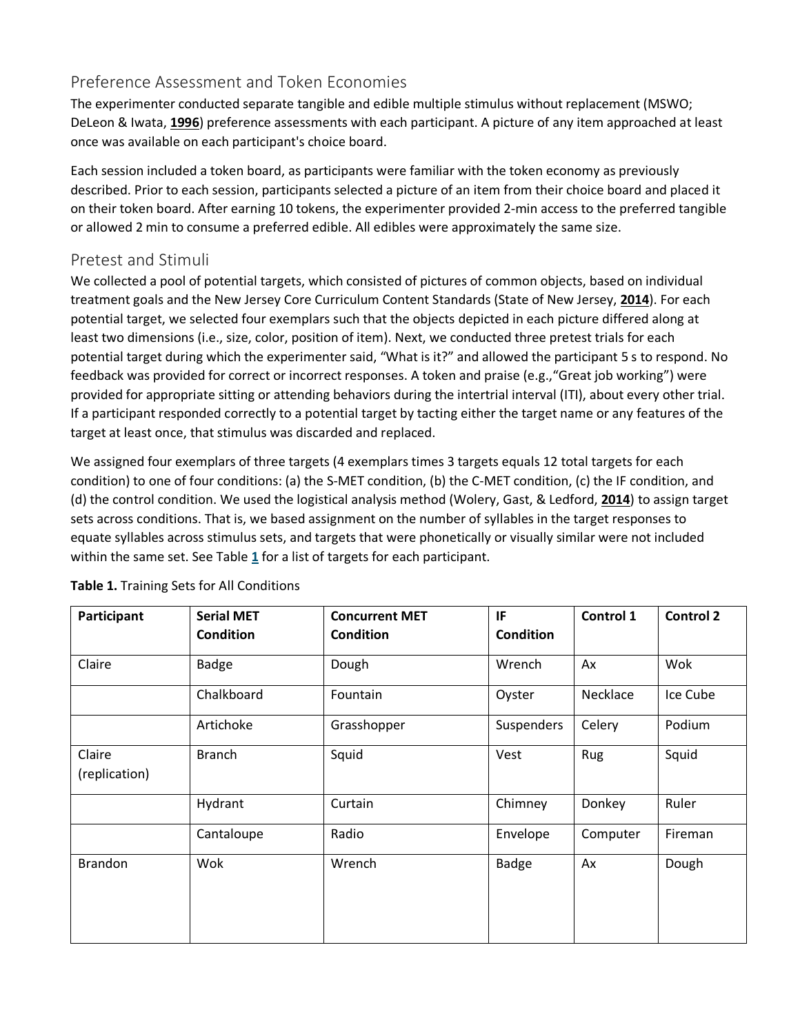## Preference Assessment and Token Economies

The experimenter conducted separate tangible and edible multiple stimulus without replacement (MSWO; DeLeon & Iwata, **1996**) preference assessments with each participant. A picture of any item approached at least once was available on each participant's choice board.

Each session included a token board, as participants were familiar with the token economy as previously described. Prior to each session, participants selected a picture of an item from their choice board and placed it on their token board. After earning 10 tokens, the experimenter provided 2-min access to the preferred tangible or allowed 2 min to consume a preferred edible. All edibles were approximately the same size.

## Pretest and Stimuli

We collected a pool of potential targets, which consisted of pictures of common objects, based on individual treatment goals and the New Jersey Core Curriculum Content Standards (State of New Jersey, **2014**). For each potential target, we selected four exemplars such that the objects depicted in each picture differed along at least two dimensions (i.e., size, color, position of item). Next, we conducted three pretest trials for each potential target during which the experimenter said, "What is it?" and allowed the participant 5 s to respond. No feedback was provided for correct or incorrect responses. A token and praise (e.g.,"Great job working") were provided for appropriate sitting or attending behaviors during the intertrial interval (ITI), about every other trial. If a participant responded correctly to a potential target by tacting either the target name or any features of the target at least once, that stimulus was discarded and replaced.

We assigned four exemplars of three targets (4 exemplars times 3 targets equals 12 total targets for each condition) to one of four conditions: (a) the S-MET condition, (b) the C-MET condition, (c) the IF condition, and (d) the control condition. We used the logistical analysis method (Wolery, Gast, & Ledford, **2014**) to assign target sets across conditions. That is, we based assignment on the number of syllables in the target responses to equate syllables across stimulus sets, and targets that were phonetically or visually similar were not included within the same set. See Table **1** for a list of targets for each participant.

**Table 1.** Training Sets for All Conditions

| Participant | Serial MET Condition | Concurrent MET Condition | IF Condition | Control 1 | Control 2 |
|---|---|---|---|---|---|
| Claire | Badge | Dough | Wrench | Ax | Wok |
| | Chalkboard | Fountain | Oyster | Necklace | Ice Cube |
| | Artichoke | Grasshopper | Suspenders | Celery | Podium |
| Claire (replication) | Branch | Squid | Vest | Rug | Squid |
| | Hydrant | Curtain | Chimney | Donkey | Ruler |
| | Cantaloupe | Radio | Envelope | Computer | Fireman |
| Brandon | Wok | Wrench | Badge | Ax | Dough |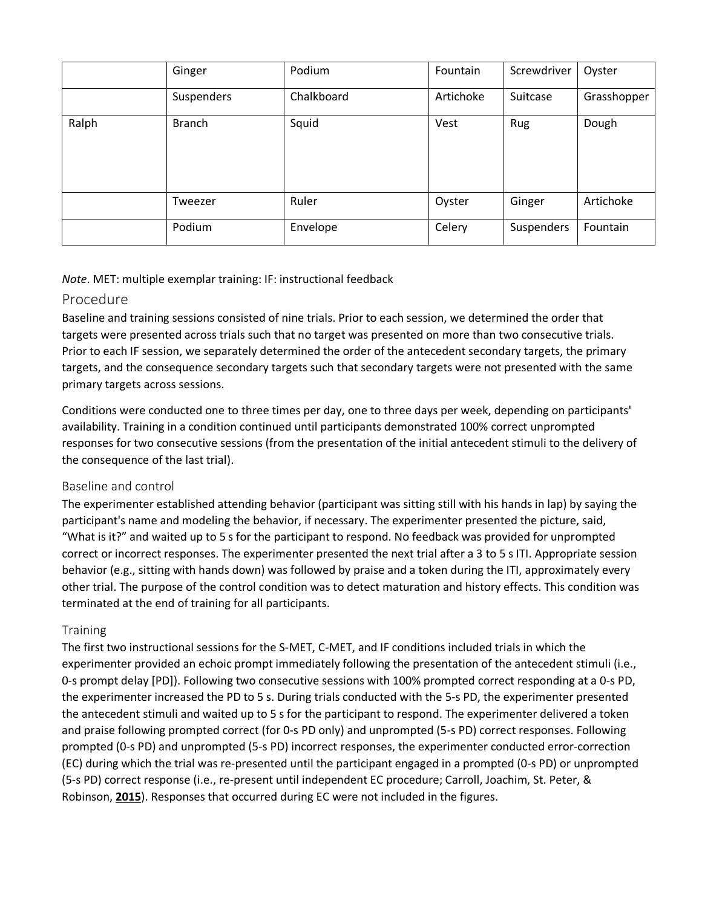| | | | | | |
|---|---|---|---|---|---|
| | Ginger | Podium | Fountain | Screwdriver | Oyster |
| | Suspenders | Chalkboard | Artichoke | Suitcase | Grasshopper |
| Ralph | Branch | Squid | Vest | Rug | Dough |
| | Tweezer | Ruler | Oyster | Ginger | Artichoke |
| | Podium | Envelope | Celery | Suspenders | Fountain |

*Note*. MET: multiple exemplar training: IF: instructional feedback

## Procedure

Baseline and training sessions consisted of nine trials. Prior to each session, we determined the order that targets were presented across trials such that no target was presented on more than two consecutive trials. Prior to each IF session, we separately determined the order of the antecedent secondary targets, the primary targets, and the consequence secondary targets such that secondary targets were not presented with the same primary targets across sessions.

Conditions were conducted one to three times per day, one to three days per week, depending on participants' availability. Training in a condition continued until participants demonstrated 100% correct unprompted responses for two consecutive sessions (from the presentation of the initial antecedent stimuli to the delivery of the consequence of the last trial).

### Baseline and control

The experimenter established attending behavior (participant was sitting still with his hands in lap) by saying the participant's name and modeling the behavior, if necessary. The experimenter presented the picture, said, "What is it?" and waited up to 5 s for the participant to respond. No feedback was provided for unprompted correct or incorrect responses. The experimenter presented the next trial after a 3 to 5 s ITI. Appropriate session behavior (e.g., sitting with hands down) was followed by praise and a token during the ITI, approximately every other trial. The purpose of the control condition was to detect maturation and history effects. This condition was terminated at the end of training for all participants.

### Training

The first two instructional sessions for the S-MET, C-MET, and IF conditions included trials in which the experimenter provided an echoic prompt immediately following the presentation of the antecedent stimuli (i.e., 0-s prompt delay [PD]). Following two consecutive sessions with 100% prompted correct responding at a 0-s PD, the experimenter increased the PD to 5 s. During trials conducted with the 5-s PD, the experimenter presented the antecedent stimuli and waited up to 5 s for the participant to respond. The experimenter delivered a token and praise following prompted correct (for 0-s PD only) and unprompted (5-s PD) correct responses. Following prompted (0-s PD) and unprompted (5-s PD) incorrect responses, the experimenter conducted error-correction (EC) during which the trial was re-presented until the participant engaged in a prompted (0-s PD) or unprompted (5-s PD) correct response (i.e., re-present until independent EC procedure; Carroll, Joachim, St. Peter, & Robinson, **2015**). Responses that occurred during EC were not included in the figures.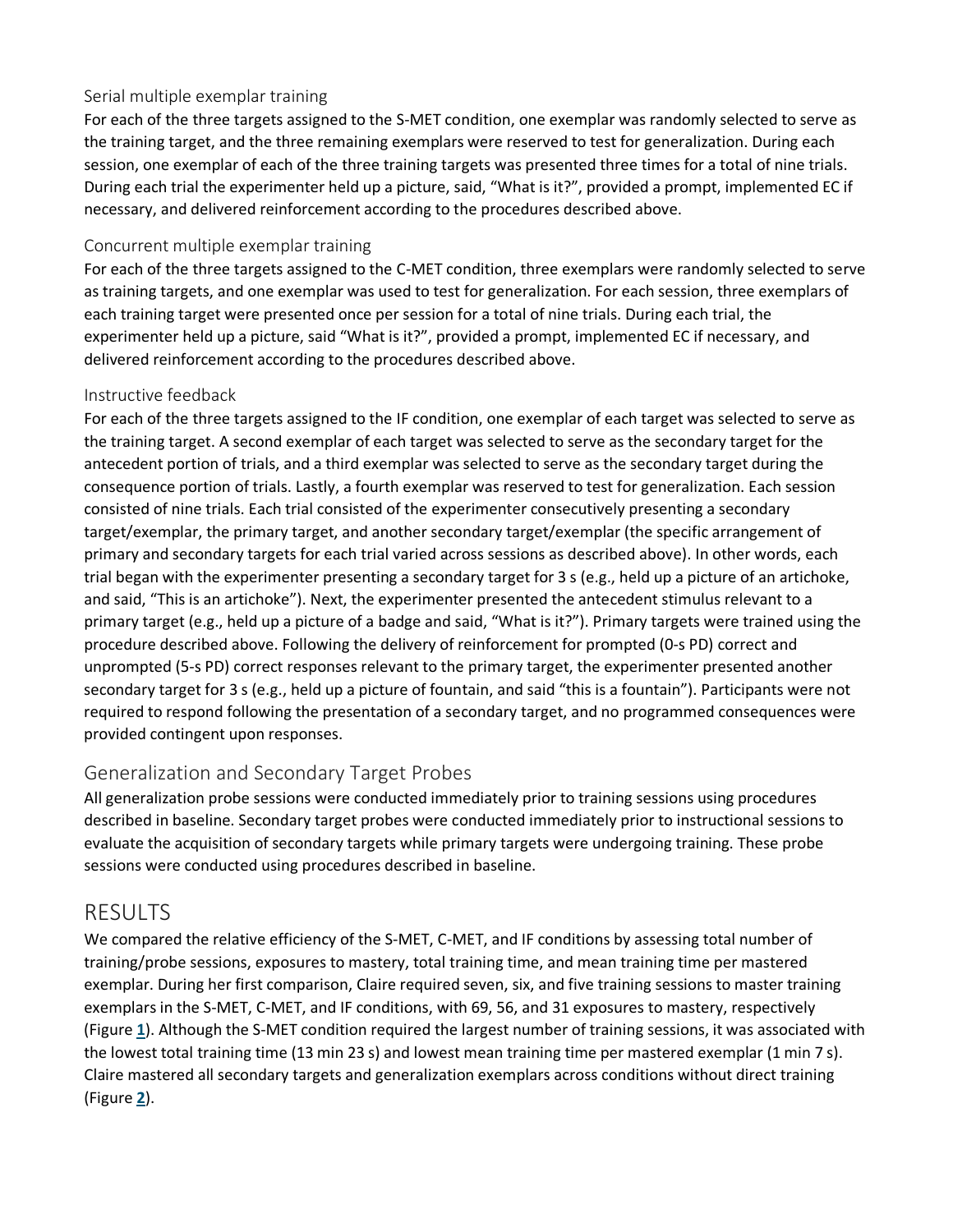### Serial multiple exemplar training

For each of the three targets assigned to the S-MET condition, one exemplar was randomly selected to serve as the training target, and the three remaining exemplars were reserved to test for generalization. During each session, one exemplar of each of the three training targets was presented three times for a total of nine trials. During each trial the experimenter held up a picture, said, “What is it?”, provided a prompt, implemented EC if necessary, and delivered reinforcement according to the procedures described above.

### Concurrent multiple exemplar training

For each of the three targets assigned to the C-MET condition, three exemplars were randomly selected to serve as training targets, and one exemplar was used to test for generalization. For each session, three exemplars of each training target were presented once per session for a total of nine trials. During each trial, the experimenter held up a picture, said “What is it?”, provided a prompt, implemented EC if necessary, and delivered reinforcement according to the procedures described above.

### Instructive feedback

For each of the three targets assigned to the IF condition, one exemplar of each target was selected to serve as the training target. A second exemplar of each target was selected to serve as the secondary target for the antecedent portion of trials, and a third exemplar was selected to serve as the secondary target during the consequence portion of trials. Lastly, a fourth exemplar was reserved to test for generalization. Each session consisted of nine trials. Each trial consisted of the experimenter consecutively presenting a secondary target/exemplar, the primary target, and another secondary target/exemplar (the specific arrangement of primary and secondary targets for each trial varied across sessions as described above). In other words, each trial began with the experimenter presenting a secondary target for 3 s (e.g., held up a picture of an artichoke, and said, “This is an artichoke”). Next, the experimenter presented the antecedent stimulus relevant to a primary target (e.g., held up a picture of a badge and said, “What is it?”). Primary targets were trained using the procedure described above. Following the delivery of reinforcement for prompted (0-s PD) correct and unprompted (5-s PD) correct responses relevant to the primary target, the experimenter presented another secondary target for 3 s (e.g., held up a picture of fountain, and said “this is a fountain”). Participants were not required to respond following the presentation of a secondary target, and no programmed consequences were provided contingent upon responses.

## Generalization and Secondary Target Probes

All generalization probe sessions were conducted immediately prior to training sessions using procedures described in baseline. Secondary target probes were conducted immediately prior to instructional sessions to evaluate the acquisition of secondary targets while primary targets were undergoing training. These probe sessions were conducted using procedures described in baseline.

# RESULTS

We compared the relative efficiency of the S-MET, C-MET, and IF conditions by assessing total number of training/probe sessions, exposures to mastery, total training time, and mean training time per mastered exemplar. During her first comparison, Claire required seven, six, and five training sessions to master training exemplars in the S-MET, C-MET, and IF conditions, with 69, 56, and 31 exposures to mastery, respectively (Figure 1). Although the S-MET condition required the largest number of training sessions, it was associated with the lowest total training time (13 min 23 s) and lowest mean training time per mastered exemplar (1 min 7 s). Claire mastered all secondary targets and generalization exemplars across conditions without direct training (Figure 2).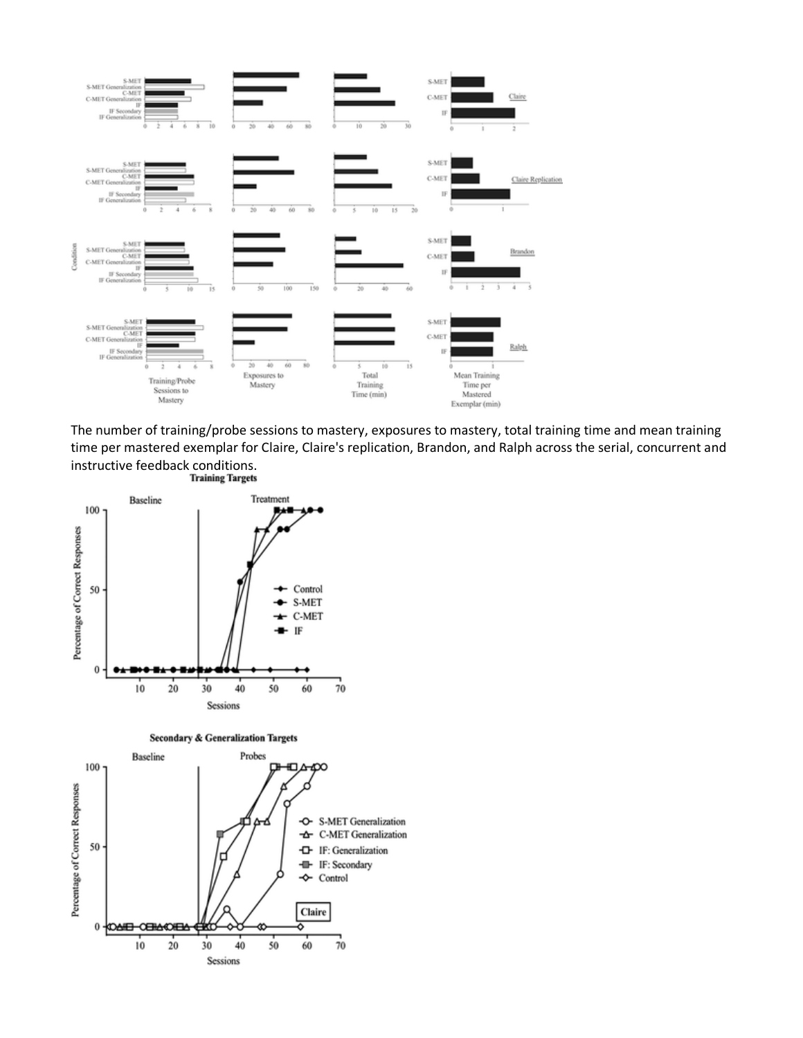The number of training/probe sessions to mastery, exposures to mastery, total training time and mean training time per mastered exemplar for Claire, Claire's replication, Brandon, and Ralph across the serial, concurrent and instructive feedback conditions.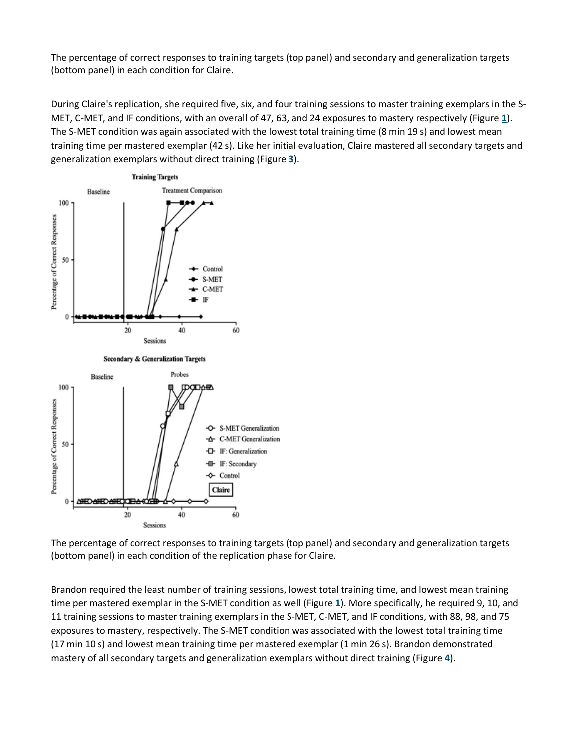The percentage of correct responses to training targets (top panel) and secondary and generalization targets (bottom panel) in each condition for Claire.

During Claire's replication, she required five, six, and four training sessions to master training exemplars in the S-MET, C-MET, and IF conditions, with an overall of 47, 63, and 24 exposures to mastery respectively (Figure 1). The S-MET condition was again associated with the lowest total training time (8 min 19 s) and lowest mean training time per mastered exemplar (42 s). Like her initial evaluation, Claire mastered all secondary targets and generalization exemplars without direct training (Figure 3).

The percentage of correct responses to training targets (top panel) and secondary and generalization targets (bottom panel) in each condition of the replication phase for Claire.

Brandon required the least number of training sessions, lowest total training time, and lowest mean training time per mastered exemplar in the S-MET condition as well (Figure 1). More specifically, he required 9, 10, and 11 training sessions to master training exemplars in the S-MET, C-MET, and IF conditions, with 88, 98, and 75 exposures to mastery, respectively. The S-MET condition was associated with the lowest total training time (17 min 10 s) and lowest mean training time per mastered exemplar (1 min 26 s). Brandon demonstrated mastery of all secondary targets and generalization exemplars without direct training (Figure 4).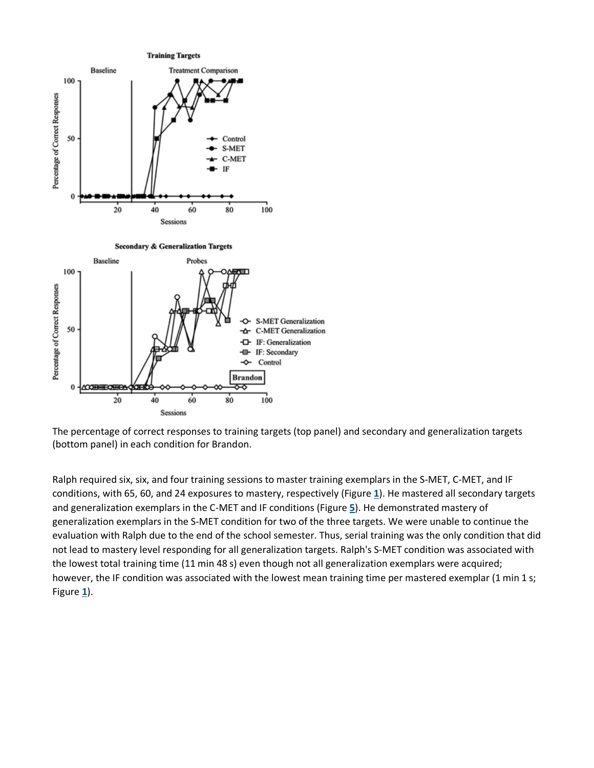The percentage of correct responses to training targets (top panel) and secondary and generalization targets (bottom panel) in each condition for Brandon.

Ralph required six, six, and four training sessions to master training exemplars in the S-MET, C-MET, and IF conditions, with 65, 60, and 24 exposures to mastery, respectively (Figure 1). He mastered all secondary targets and generalization exemplars in the C-MET and IF conditions (Figure 5). He demonstrated mastery of generalization exemplars in the S-MET condition for two of the three targets. We were unable to continue the evaluation with Ralph due to the end of the school semester. Thus, serial training was the only condition that did not lead to mastery level responding for all generalization targets. Ralph's S-MET condition was associated with the lowest total training time (11 min 48 s) even though not all generalization exemplars were acquired; however, the IF condition was associated with the lowest mean training time per mastered exemplar (1 min 1 s; Figure 1).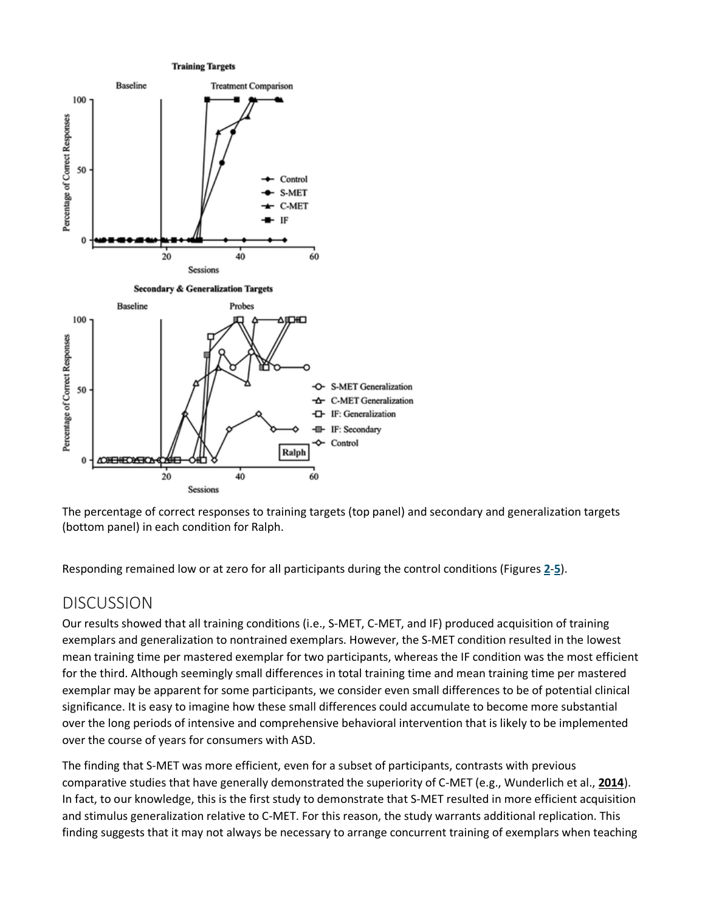The percentage of correct responses to training targets (top panel) and secondary and generalization targets (bottom panel) in each condition for Ralph.

Responding remained low or at zero for all participants during the control conditions (Figures 2-5).

## DISCUSSION

Our results showed that all training conditions (i.e., S-MET, C-MET, and IF) produced acquisition of training exemplars and generalization to nontrained exemplars. However, the S-MET condition resulted in the lowest mean training time per mastered exemplar for two participants, whereas the IF condition was the most efficient for the third. Although seemingly small differences in total training time and mean training time per mastered exemplar may be apparent for some participants, we consider even small differences to be of potential clinical significance. It is easy to imagine how these small differences could accumulate to become more substantial over the long periods of intensive and comprehensive behavioral intervention that is likely to be implemented over the course of years for consumers with ASD.

The finding that S-MET was more efficient, even for a subset of participants, contrasts with previous comparative studies that have generally demonstrated the superiority of C-MET (e.g., Wunderlich et al., **2014**). In fact, to our knowledge, this is the first study to demonstrate that S-MET resulted in more efficient acquisition and stimulus generalization relative to C-MET. For this reason, the study warrants additional replication. This finding suggests that it may not always be necessary to arrange concurrent training of exemplars when teaching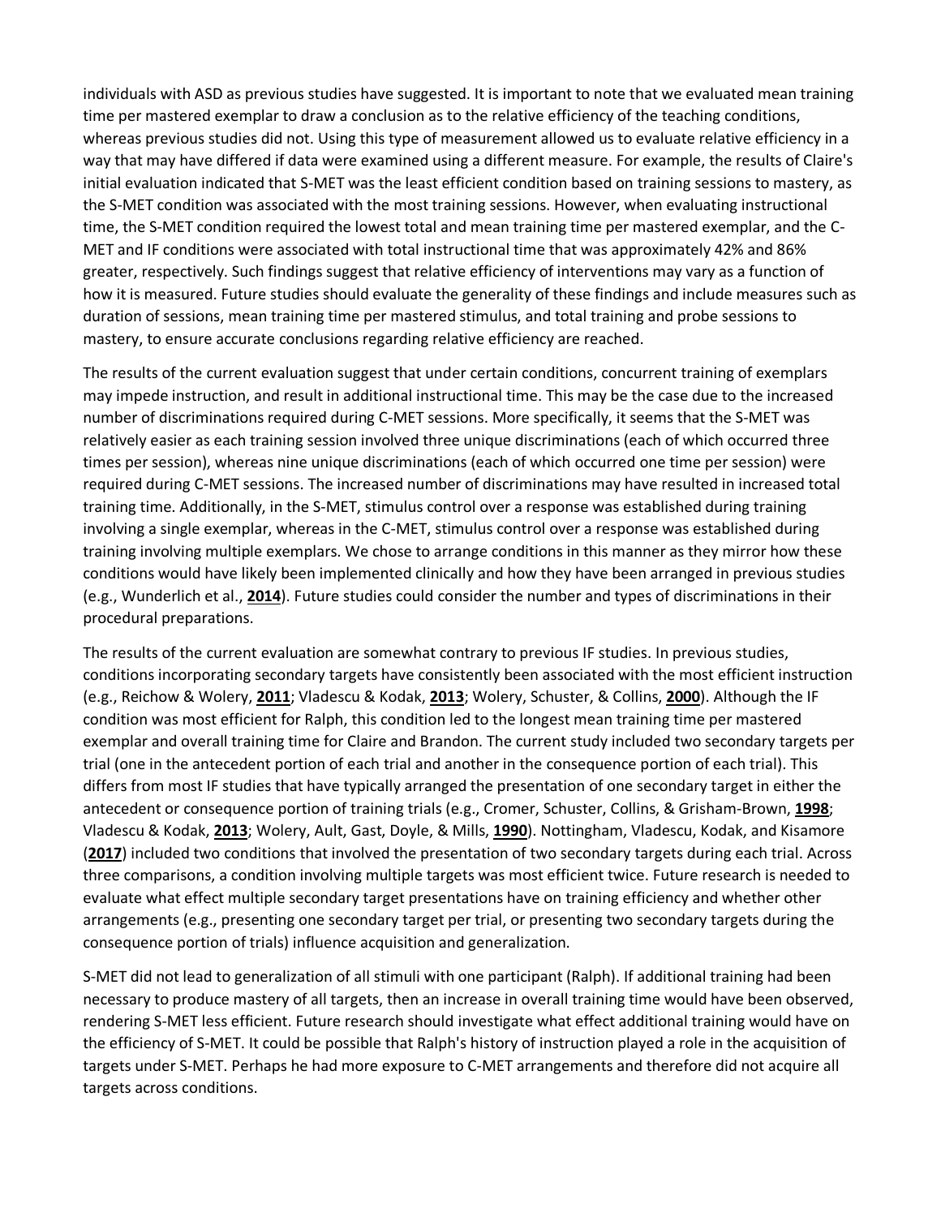individuals with ASD as previous studies have suggested. It is important to note that we evaluated mean training time per mastered exemplar to draw a conclusion as to the relative efficiency of the teaching conditions, whereas previous studies did not. Using this type of measurement allowed us to evaluate relative efficiency in a way that may have differed if data were examined using a different measure. For example, the results of Claire's initial evaluation indicated that S-MET was the least efficient condition based on training sessions to mastery, as the S-MET condition was associated with the most training sessions. However, when evaluating instructional time, the S-MET condition required the lowest total and mean training time per mastered exemplar, and the C-MET and IF conditions were associated with total instructional time that was approximately 42% and 86% greater, respectively. Such findings suggest that relative efficiency of interventions may vary as a function of how it is measured. Future studies should evaluate the generality of these findings and include measures such as duration of sessions, mean training time per mastered stimulus, and total training and probe sessions to mastery, to ensure accurate conclusions regarding relative efficiency are reached.

The results of the current evaluation suggest that under certain conditions, concurrent training of exemplars may impede instruction, and result in additional instructional time. This may be the case due to the increased number of discriminations required during C-MET sessions. More specifically, it seems that the S-MET was relatively easier as each training session involved three unique discriminations (each of which occurred three times per session), whereas nine unique discriminations (each of which occurred one time per session) were required during C-MET sessions. The increased number of discriminations may have resulted in increased total training time. Additionally, in the S-MET, stimulus control over a response was established during training involving a single exemplar, whereas in the C-MET, stimulus control over a response was established during training involving multiple exemplars. We chose to arrange conditions in this manner as they mirror how these conditions would have likely been implemented clinically and how they have been arranged in previous studies (e.g., Wunderlich et al., **2014**). Future studies could consider the number and types of discriminations in their procedural preparations.

The results of the current evaluation are somewhat contrary to previous IF studies. In previous studies, conditions incorporating secondary targets have consistently been associated with the most efficient instruction (e.g., Reichow & Wolery, **2011**; Vladescu & Kodak, **2013**; Wolery, Schuster, & Collins, **2000**). Although the IF condition was most efficient for Ralph, this condition led to the longest mean training time per mastered exemplar and overall training time for Claire and Brandon. The current study included two secondary targets per trial (one in the antecedent portion of each trial and another in the consequence portion of each trial). This differs from most IF studies that have typically arranged the presentation of one secondary target in either the antecedent or consequence portion of training trials (e.g., Cromer, Schuster, Collins, & Grisham-Brown, **1998**; Vladescu & Kodak, **2013**; Wolery, Ault, Gast, Doyle, & Mills, **1990**). Nottingham, Vladescu, Kodak, and Kisamore (**2017**) included two conditions that involved the presentation of two secondary targets during each trial. Across three comparisons, a condition involving multiple targets was most efficient twice. Future research is needed to evaluate what effect multiple secondary target presentations have on training efficiency and whether other arrangements (e.g., presenting one secondary target per trial, or presenting two secondary targets during the consequence portion of trials) influence acquisition and generalization.

S-MET did not lead to generalization of all stimuli with one participant (Ralph). If additional training had been necessary to produce mastery of all targets, then an increase in overall training time would have been observed, rendering S-MET less efficient. Future research should investigate what effect additional training would have on the efficiency of S-MET. It could be possible that Ralph's history of instruction played a role in the acquisition of targets under S-MET. Perhaps he had more exposure to C-MET arrangements and therefore did not acquire all targets across conditions.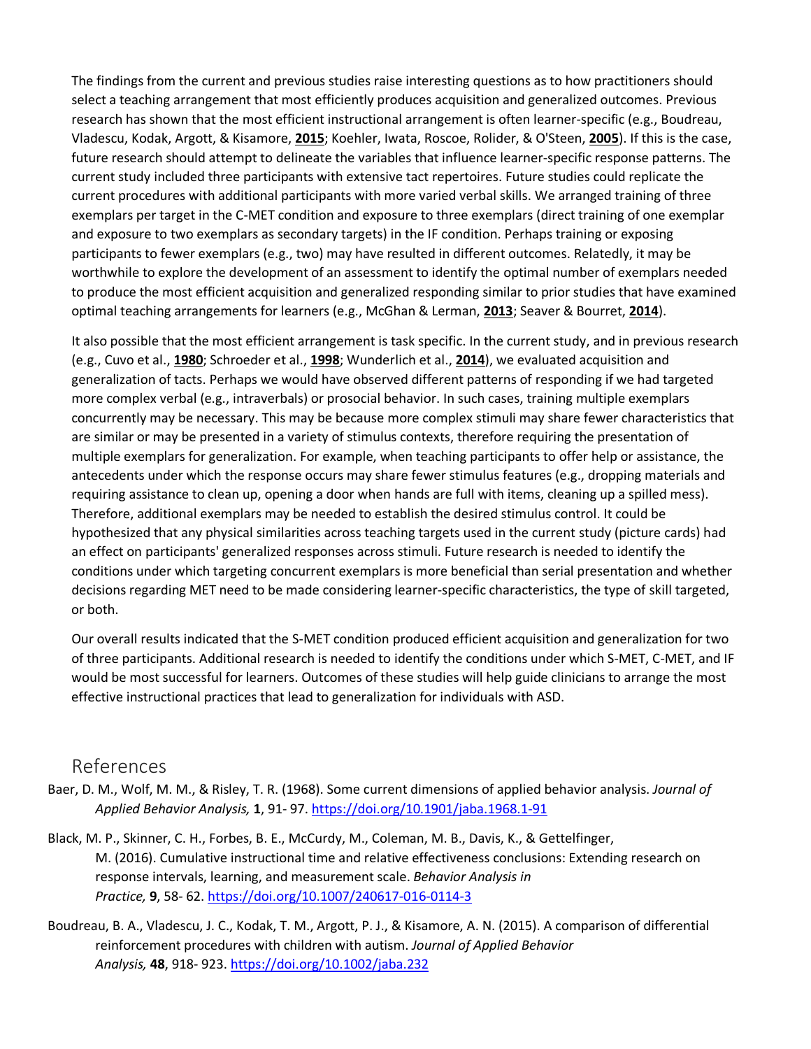The findings from the current and previous studies raise interesting questions as to how practitioners should select a teaching arrangement that most efficiently produces acquisition and generalized outcomes. Previous research has shown that the most efficient instructional arrangement is often learner-specific (e.g., Boudreau, Vladescu, Kodak, Argott, & Kisamore, **2015**; Koehler, Iwata, Roscoe, Rolider, & O'Steen, **2005**). If this is the case, future research should attempt to delineate the variables that influence learner-specific response patterns. The current study included three participants with extensive tact repertoires. Future studies could replicate the current procedures with additional participants with more varied verbal skills. We arranged training of three exemplars per target in the C-MET condition and exposure to three exemplars (direct training of one exemplar and exposure to two exemplars as secondary targets) in the IF condition. Perhaps training or exposing participants to fewer exemplars (e.g., two) may have resulted in different outcomes. Relatedly, it may be worthwhile to explore the development of an assessment to identify the optimal number of exemplars needed to produce the most efficient acquisition and generalized responding similar to prior studies that have examined optimal teaching arrangements for learners (e.g., McGhan & Lerman, **2013**; Seaver & Bourret, **2014**).

It also possible that the most efficient arrangement is task specific. In the current study, and in previous research (e.g., Cuvo et al., **1980**; Schroeder et al., **1998**; Wunderlich et al., **2014**), we evaluated acquisition and generalization of tacts. Perhaps we would have observed different patterns of responding if we had targeted more complex verbal (e.g., intraverbals) or prosocial behavior. In such cases, training multiple exemplars concurrently may be necessary. This may be because more complex stimuli may share fewer characteristics that are similar or may be presented in a variety of stimulus contexts, therefore requiring the presentation of multiple exemplars for generalization. For example, when teaching participants to offer help or assistance, the antecedents under which the response occurs may share fewer stimulus features (e.g., dropping materials and requiring assistance to clean up, opening a door when hands are full with items, cleaning up a spilled mess). Therefore, additional exemplars may be needed to establish the desired stimulus control. It could be hypothesized that any physical similarities across teaching targets used in the current study (picture cards) had an effect on participants' generalized responses across stimuli. Future research is needed to identify the conditions under which targeting concurrent exemplars is more beneficial than serial presentation and whether decisions regarding MET need to be made considering learner-specific characteristics, the type of skill targeted, or both.

Our overall results indicated that the S-MET condition produced efficient acquisition and generalization for two of three participants. Additional research is needed to identify the conditions under which S-MET, C-MET, and IF would be most successful for learners. Outcomes of these studies will help guide clinicians to arrange the most effective instructional practices that lead to generalization for individuals with ASD.

## References

Baer, D. M., Wolf, M. M., & Risley, T. R. (1968). Some current dimensions of applied behavior analysis. *Journal of Applied Behavior Analysis,* **1**, 91- 97. https://doi.org/10.1901/jaba.1968.1-91

Black, M. P., Skinner, C. H., Forbes, B. E., McCurdy, M., Coleman, M. B., Davis, K., & Gettelfinger, M. (2016). Cumulative instructional time and relative effectiveness conclusions: Extending research on response intervals, learning, and measurement scale. *Behavior Analysis in Practice,* **9**, 58- 62. https://doi.org/10.1007/240617-016-0114-3

Boudreau, B. A., Vladescu, J. C., Kodak, T. M., Argott, P. J., & Kisamore, A. N. (2015). A comparison of differential reinforcement procedures with children with autism. *Journal of Applied Behavior Analysis,* **48**, 918- 923. https://doi.org/10.1002/jaba.232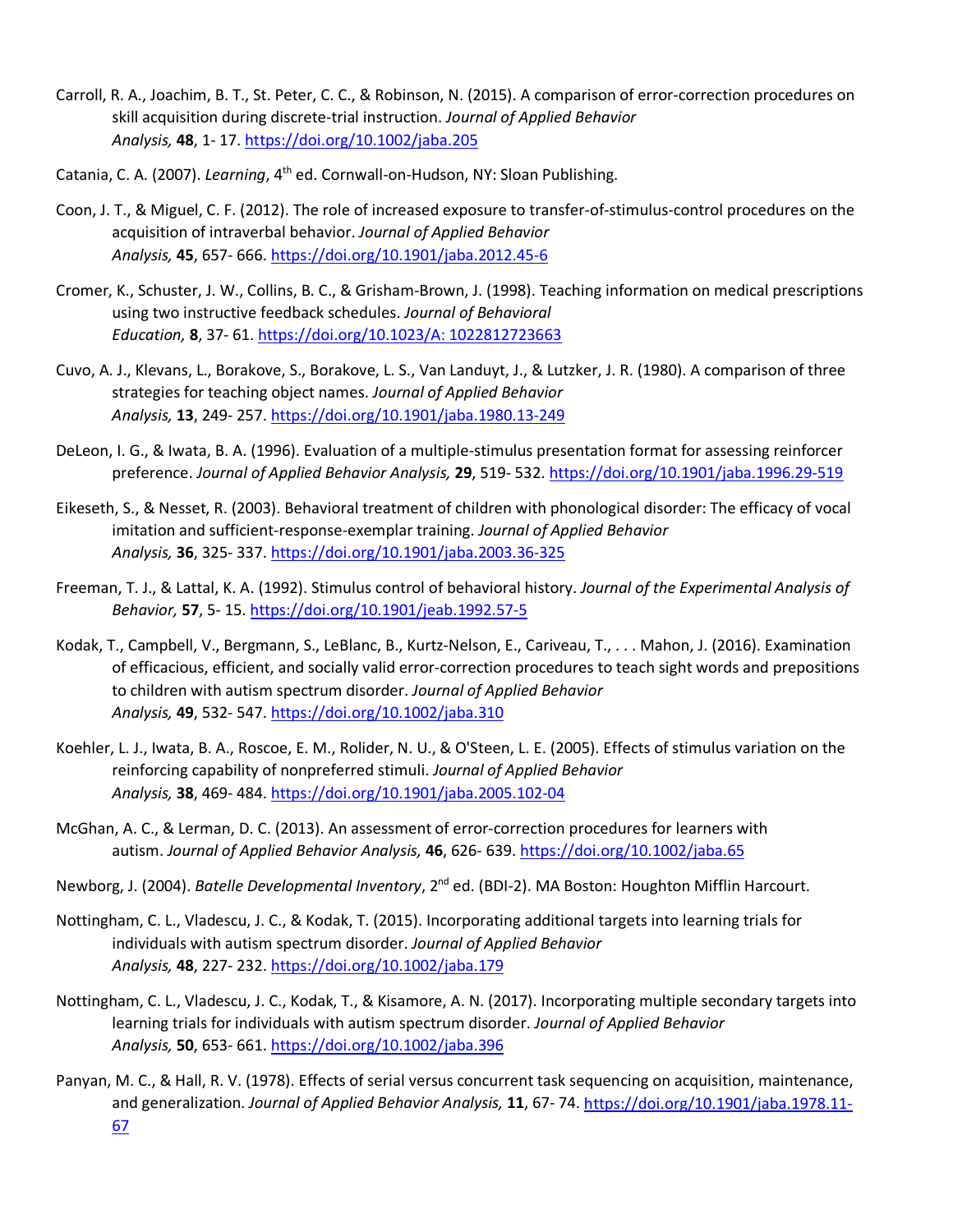Carroll, R. A., Joachim, B. T., St. Peter, C. C., & Robinson, N. (2015). A comparison of error-correction procedures on skill acquisition during discrete-trial instruction. *Journal of Applied Behavior Analysis,* **48**, 1- 17. https://doi.org/10.1002/jaba.205

Catania, C. A. (2007). *Learning*, 4th ed. Cornwall-on-Hudson, NY: Sloan Publishing.

Coon, J. T., & Miguel, C. F. (2012). The role of increased exposure to transfer-of-stimulus-control procedures on the acquisition of intraverbal behavior. *Journal of Applied Behavior Analysis,* **45**, 657- 666. https://doi.org/10.1901/jaba.2012.45-6

Cromer, K., Schuster, J. W., Collins, B. C., & Grisham-Brown, J. (1998). Teaching information on medical prescriptions using two instructive feedback schedules. *Journal of Behavioral Education,* **8**, 37- 61. https://doi.org/10.1023/A: 1022812723663

Cuvo, A. J., Klevans, L., Borakove, S., Borakove, L. S., Van Landuyt, J., & Lutzker, J. R. (1980). A comparison of three strategies for teaching object names. *Journal of Applied Behavior Analysis,* **13**, 249- 257. https://doi.org/10.1901/jaba.1980.13-249

DeLeon, I. G., & Iwata, B. A. (1996). Evaluation of a multiple-stimulus presentation format for assessing reinforcer preference. *Journal of Applied Behavior Analysis,* **29**, 519- 532. https://doi.org/10.1901/jaba.1996.29-519

Eikeseth, S., & Nesset, R. (2003). Behavioral treatment of children with phonological disorder: The efficacy of vocal imitation and sufficient-response-exemplar training. *Journal of Applied Behavior Analysis,* **36**, 325- 337. https://doi.org/10.1901/jaba.2003.36-325

Freeman, T. J., & Lattal, K. A. (1992). Stimulus control of behavioral history. *Journal of the Experimental Analysis of Behavior,* **57**, 5- 15. https://doi.org/10.1901/jeab.1992.57-5

Kodak, T., Campbell, V., Bergmann, S., LeBlanc, B., Kurtz-Nelson, E., Cariveau, T., . . . Mahon, J. (2016). Examination of efficacious, efficient, and socially valid error-correction procedures to teach sight words and prepositions to children with autism spectrum disorder. *Journal of Applied Behavior Analysis,* **49**, 532- 547. https://doi.org/10.1002/jaba.310

Koehler, L. J., Iwata, B. A., Roscoe, E. M., Rolider, N. U., & O'Steen, L. E. (2005). Effects of stimulus variation on the reinforcing capability of nonpreferred stimuli. *Journal of Applied Behavior Analysis,* **38**, 469- 484. https://doi.org/10.1901/jaba.2005.102-04

McGhan, A. C., & Lerman, D. C. (2013). An assessment of error-correction procedures for learners with autism. *Journal of Applied Behavior Analysis,* **46**, 626- 639. https://doi.org/10.1002/jaba.65

Newborg, J. (2004). *Batelle Developmental Inventory*, 2nd ed. (BDI-2). MA Boston: Houghton Mifflin Harcourt.

Nottingham, C. L., Vladescu, J. C., & Kodak, T. (2015). Incorporating additional targets into learning trials for individuals with autism spectrum disorder. *Journal of Applied Behavior Analysis,* **48**, 227- 232. https://doi.org/10.1002/jaba.179

Nottingham, C. L., Vladescu, J. C., Kodak, T., & Kisamore, A. N. (2017). Incorporating multiple secondary targets into learning trials for individuals with autism spectrum disorder. *Journal of Applied Behavior Analysis,* **50**, 653- 661. https://doi.org/10.1002/jaba.396

Panyan, M. C., & Hall, R. V. (1978). Effects of serial versus concurrent task sequencing on acquisition, maintenance, and generalization. *Journal of Applied Behavior Analysis,* **11**, 67- 74. https://doi.org/10.1901/jaba.1978.11-67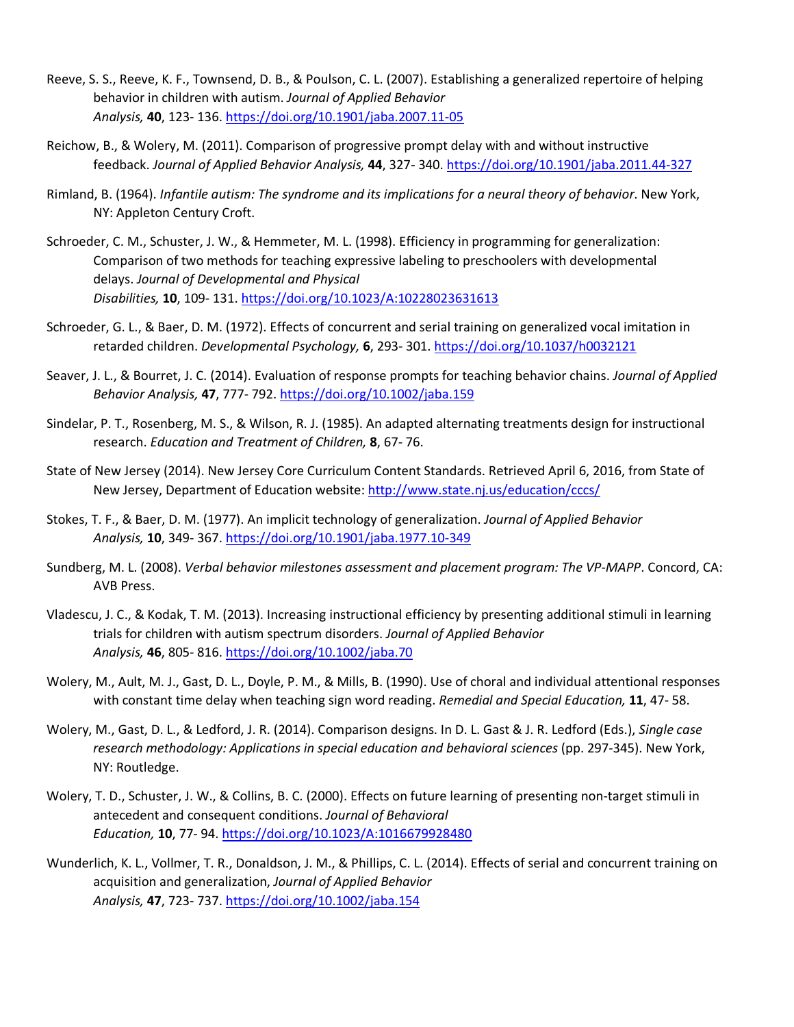Reeve, S. S., Reeve, K. F., Townsend, D. B., & Poulson, C. L. (2007). Establishing a generalized repertoire of helping behavior in children with autism. *Journal of Applied Behavior Analysis,* **40**, 123- 136. https://doi.org/10.1901/jaba.2007.11-05

Reichow, B., & Wolery, M. (2011). Comparison of progressive prompt delay with and without instructive feedback. *Journal of Applied Behavior Analysis,* **44**, 327- 340. https://doi.org/10.1901/jaba.2011.44-327

Rimland, B. (1964). *Infantile autism: The syndrome and its implications for a neural theory of behavior*. New York, NY: Appleton Century Croft.

Schroeder, C. M., Schuster, J. W., & Hemmeter, M. L. (1998). Efficiency in programming for generalization: Comparison of two methods for teaching expressive labeling to preschoolers with developmental delays. *Journal of Developmental and Physical Disabilities,* **10**, 109- 131. https://doi.org/10.1023/A:10228023631613

Schroeder, G. L., & Baer, D. M. (1972). Effects of concurrent and serial training on generalized vocal imitation in retarded children. *Developmental Psychology,* **6**, 293- 301. https://doi.org/10.1037/h0032121

Seaver, J. L., & Bourret, J. C. (2014). Evaluation of response prompts for teaching behavior chains. *Journal of Applied Behavior Analysis,* **47**, 777- 792. https://doi.org/10.1002/jaba.159

Sindelar, P. T., Rosenberg, M. S., & Wilson, R. J. (1985). An adapted alternating treatments design for instructional research. *Education and Treatment of Children,* **8**, 67- 76.

State of New Jersey (2014). New Jersey Core Curriculum Content Standards. Retrieved April 6, 2016, from State of New Jersey, Department of Education website: http://www.state.nj.us/education/cccs/

Stokes, T. F., & Baer, D. M. (1977). An implicit technology of generalization. *Journal of Applied Behavior Analysis,* **10**, 349- 367. https://doi.org/10.1901/jaba.1977.10-349

Sundberg, M. L. (2008). *Verbal behavior milestones assessment and placement program: The VP-MAPP*. Concord, CA: AVB Press.

Vladescu, J. C., & Kodak, T. M. (2013). Increasing instructional efficiency by presenting additional stimuli in learning trials for children with autism spectrum disorders. *Journal of Applied Behavior Analysis,* **46**, 805- 816. https://doi.org/10.1002/jaba.70

Wolery, M., Ault, M. J., Gast, D. L., Doyle, P. M., & Mills, B. (1990). Use of choral and individual attentional responses with constant time delay when teaching sign word reading. *Remedial and Special Education,* **11**, 47- 58.

Wolery, M., Gast, D. L., & Ledford, J. R. (2014). Comparison designs. In D. L. Gast & J. R. Ledford (Eds.), *Single case research methodology: Applications in special education and behavioral sciences* (pp. 297-345). New York, NY: Routledge.

Wolery, T. D., Schuster, J. W., & Collins, B. C. (2000). Effects on future learning of presenting non-target stimuli in antecedent and consequent conditions. *Journal of Behavioral Education,* **10**, 77- 94. https://doi.org/10.1023/A:1016679928480

Wunderlich, K. L., Vollmer, T. R., Donaldson, J. M., & Phillips, C. L. (2014). Effects of serial and concurrent training on acquisition and generalization, *Journal of Applied Behavior Analysis,* **47**, 723- 737. https://doi.org/10.1002/jaba.154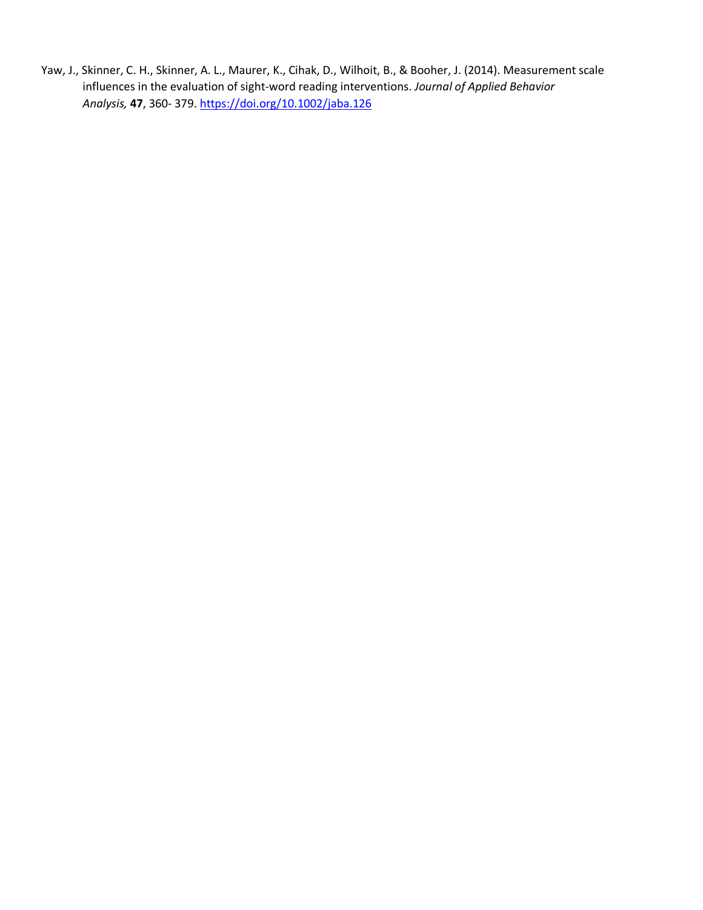Yaw, J., Skinner, C. H., Skinner, A. L., Maurer, K., Cihak, D., Wilhoit, B., & Booher, J. (2014). Measurement scale influences in the evaluation of sight-word reading interventions. *Journal of Applied Behavior Analysis,* **47**, 360- 379. https://doi.org/10.1002/jaba.126